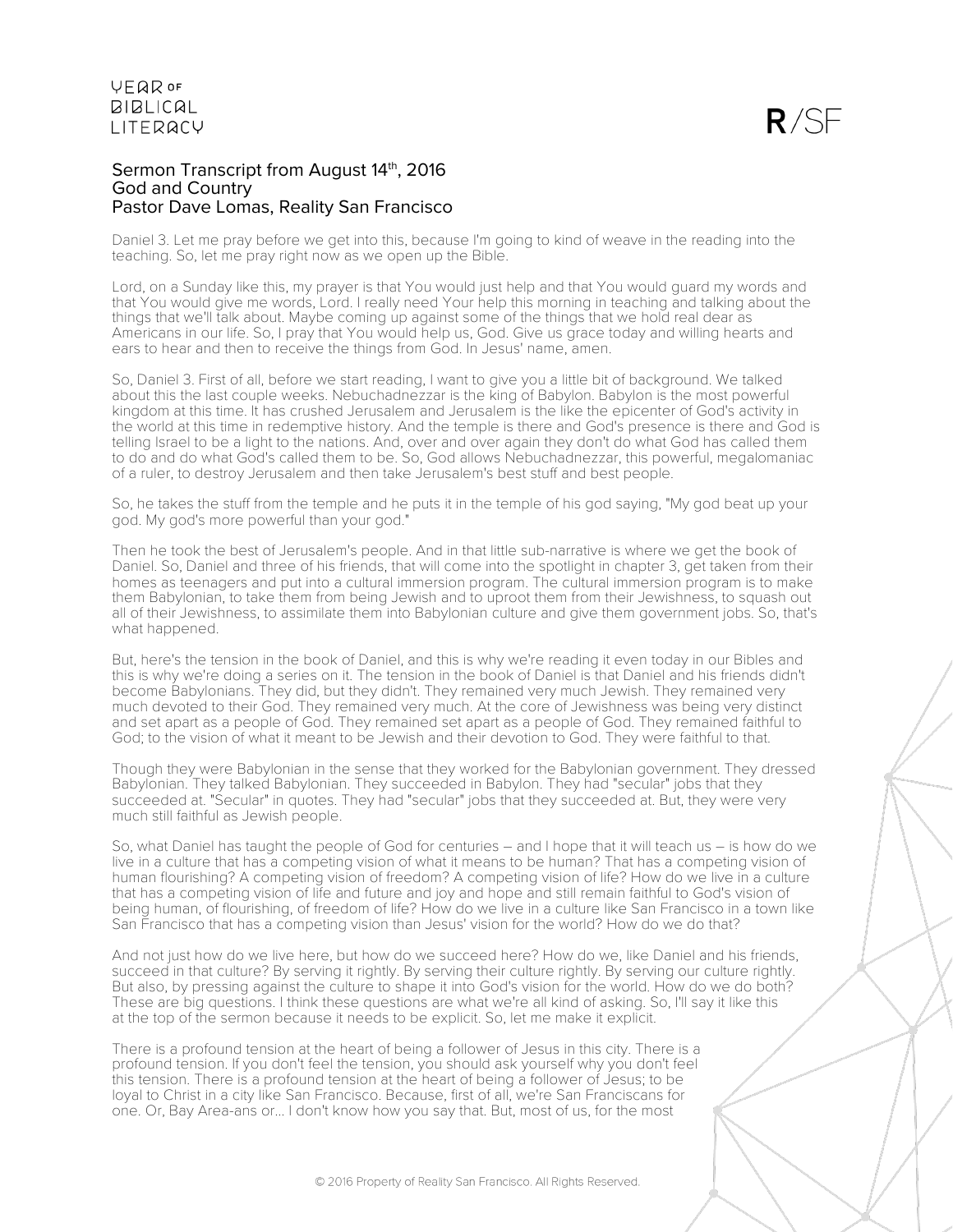## Sermon Transcript from August 14th, 2016
## God and Country
## Pastor Dave Lomas, Reality San Francisco

Daniel 3. Let me pray before we get into this, because I'm going to kind of weave in the reading into the teaching. So, let me pray right now as we open up the Bible.

Lord, on a Sunday like this, my prayer is that You would just help and that You would guard my words and that You would give me words, Lord. I really need Your help this morning in teaching and talking about the things that we'll talk about. Maybe coming up against some of the things that we hold real dear as Americans in our life. So, I pray that You would help us, God. Give us grace today and willing hearts and ears to hear and then to receive the things from God. In Jesus' name, amen.

So, Daniel 3. First of all, before we start reading, I want to give you a little bit of background. We talked about this the last couple weeks. Nebuchadnezzar is the king of Babylon. Babylon is the most powerful kingdom at this time. It has crushed Jerusalem and Jerusalem is the like the epicenter of God's activity in the world at this time in redemptive history. And the temple is there and God's presence is there and God is telling Israel to be a light to the nations. And, over and over again they don't do what God has called them to do and do what God's called them to be. So, God allows Nebuchadnezzar, this powerful, megalomaniac of a ruler, to destroy Jerusalem and then take Jerusalem's best stuff and best people.

So, he takes the stuff from the temple and he puts it in the temple of his god saying, "My god beat up your god. My god's more powerful than your god."

Then he took the best of Jerusalem's people. And in that little sub-narrative is where we get the book of Daniel. So, Daniel and three of his friends, that will come into the spotlight in chapter 3, get taken from their homes as teenagers and put into a cultural immersion program. The cultural immersion program is to make them Babylonian, to take them from being Jewish and to uproot them from their Jewishness, to squash out all of their Jewishness, to assimilate them into Babylonian culture and give them government jobs. So, that's what happened.

But, here's the tension in the book of Daniel, and this is why we're reading it even today in our Bibles and this is why we're doing a series on it. The tension in the book of Daniel is that Daniel and his friends didn't become Babylonians. They did, but they didn't. They remained very much Jewish. They remained very much devoted to their God. They remained very much. At the core of Jewishness was being very distinct and set apart as a people of God. They remained set apart as a people of God. They remained faithful to God; to the vision of what it meant to be Jewish and their devotion to God. They were faithful to that.

Though they were Babylonian in the sense that they worked for the Babylonian government. They dressed Babylonian. They talked Babylonian. They succeeded in Babylon. They had "secular" jobs that they succeeded at. "Secular" in quotes. They had "secular" jobs that they succeeded at. But, they were very much still faithful as Jewish people.

So, what Daniel has taught the people of God for centuries – and I hope that it will teach us – is how do we live in a culture that has a competing vision of what it means to be human? That has a competing vision of human flourishing? A competing vision of freedom? A competing vision of life? How do we live in a culture that has a competing vision of life and future and joy and hope and still remain faithful to God's vision of being human, of flourishing, of freedom of life? How do we live in a culture like San Francisco in a town like San Francisco that has a competing vision than Jesus' vision for the world? How do we do that?

And not just how do we live here, but how do we succeed here? How do we, like Daniel and his friends, succeed in that culture? By serving it rightly. By serving their culture rightly. By serving our culture rightly. But also, by pressing against the culture to shape it into God's vision for the world. How do we do both? These are big questions. I think these questions are what we're all kind of asking. So, I'll say it like this at the top of the sermon because it needs to be explicit. So, let me make it explicit.

There is a profound tension at the heart of being a follower of Jesus in this city. There is a profound tension. If you don't feel the tension, you should ask yourself why you don't feel this tension. There is a profound tension at the heart of being a follower of Jesus; to be loyal to Christ in a city like San Francisco. Because, first of all, we're San Franciscans for one. Or, Bay Area-ans or... I don't know how you say that. But, most of us, for the most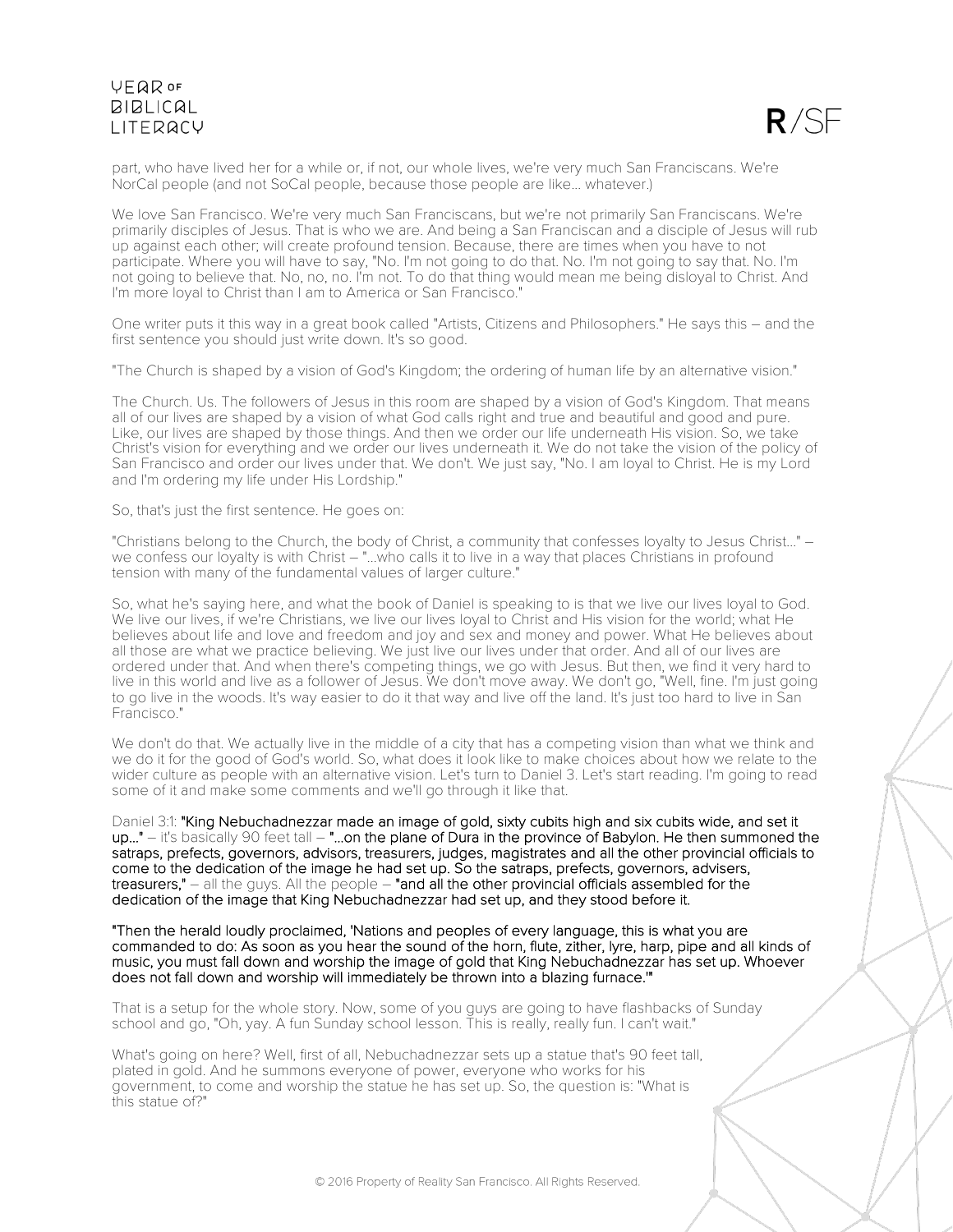part, who have lived her for a while or, if not, our whole lives, we're very much San Franciscans. We're NorCal people (and not SoCal people, because those people are like... whatever.)

We love San Francisco. We're very much San Franciscans, but we're not primarily San Franciscans. We're primarily disciples of Jesus. That is who we are. And being a San Franciscan and a disciple of Jesus will rub up against each other; will create profound tension. Because, there are times when you have to not participate. Where you will have to say, "No. I'm not going to do that. No. I'm not going to say that. No. I'm not going to believe that. No, no, no. I'm not. To do that thing would mean me being disloyal to Christ. And I'm more loyal to Christ than I am to America or San Francisco."

One writer puts it this way in a great book called "Artists, Citizens and Philosophers." He says this – and the first sentence you should just write down. It's so good.

"The Church is shaped by a vision of God's Kingdom; the ordering of human life by an alternative vision."

The Church. Us. The followers of Jesus in this room are shaped by a vision of God's Kingdom. That means all of our lives are shaped by a vision of what God calls right and true and beautiful and good and pure. Like, our lives are shaped by those things. And then we order our life underneath His vision. So, we take Christ's vision for everything and we order our lives underneath it. We do not take the vision of the policy of San Francisco and order our lives under that. We don't. We just say, "No. I am loyal to Christ. He is my Lord and I'm ordering my life under His Lordship."

So, that's just the first sentence. He goes on:

"Christians belong to the Church, the body of Christ, a community that confesses loyalty to Jesus Christ..." – we confess our loyalty is with Christ – "...who calls it to live in a way that places Christians in profound tension with many of the fundamental values of larger culture."

So, what he's saying here, and what the book of Daniel is speaking to is that we live our lives loyal to God. We live our lives, if we're Christians, we live our lives loyal to Christ and His vision for the world; what He believes about life and love and freedom and joy and sex and money and power. What He believes about all those are what we practice believing. We just live our lives under that order. And all of our lives are ordered under that. And when there's competing things, we go with Jesus. But then, we find it very hard to live in this world and live as a follower of Jesus. We don't move away. We don't go, "Well, fine. I'm just going to go live in the woods. It's way easier to do it that way and live off the land. It's just too hard to live in San Francisco."

We don't do that. We actually live in the middle of a city that has a competing vision than what we think and we do it for the good of God's world. So, what does it look like to make choices about how we relate to the wider culture as people with an alternative vision. Let's turn to Daniel 3. Let's start reading. I'm going to read some of it and make some comments and we'll go through it like that.

Daniel 3:1: **"King Nebuchadnezzar made an image of gold, sixty cubits high and six cubits wide, and set it up..."** – it's basically 90 feet tall – **"...on the plane of Dura in the province of Babylon. He then summoned the satraps, prefects, governors, advisors, treasurers, judges, magistrates and all the other provincial officials to come to the dedication of the image he had set up. So the satraps, prefects, governors, advisers, treasurers,"** – all the guys. All the people – **"and all the other provincial officials assembled for the dedication of the image that King Nebuchadnezzar had set up, and they stood before it.**

**"Then the herald loudly proclaimed, 'Nations and peoples of every language, this is what you are commanded to do: As soon as you hear the sound of the horn, flute, zither, lyre, harp, pipe and all kinds of music, you must fall down and worship the image of gold that King Nebuchadnezzar has set up. Whoever does not fall down and worship will immediately be thrown into a blazing furnace.'"**

That is a setup for the whole story. Now, some of you guys are going to have flashbacks of Sunday school and go, "Oh, yay. A fun Sunday school lesson. This is really, really fun. I can't wait."

What's going on here? Well, first of all, Nebuchadnezzar sets up a statue that's 90 feet tall, plated in gold. And he summons everyone of power, everyone who works for his government, to come and worship the statue he has set up. So, the question is: "What is this statue of?"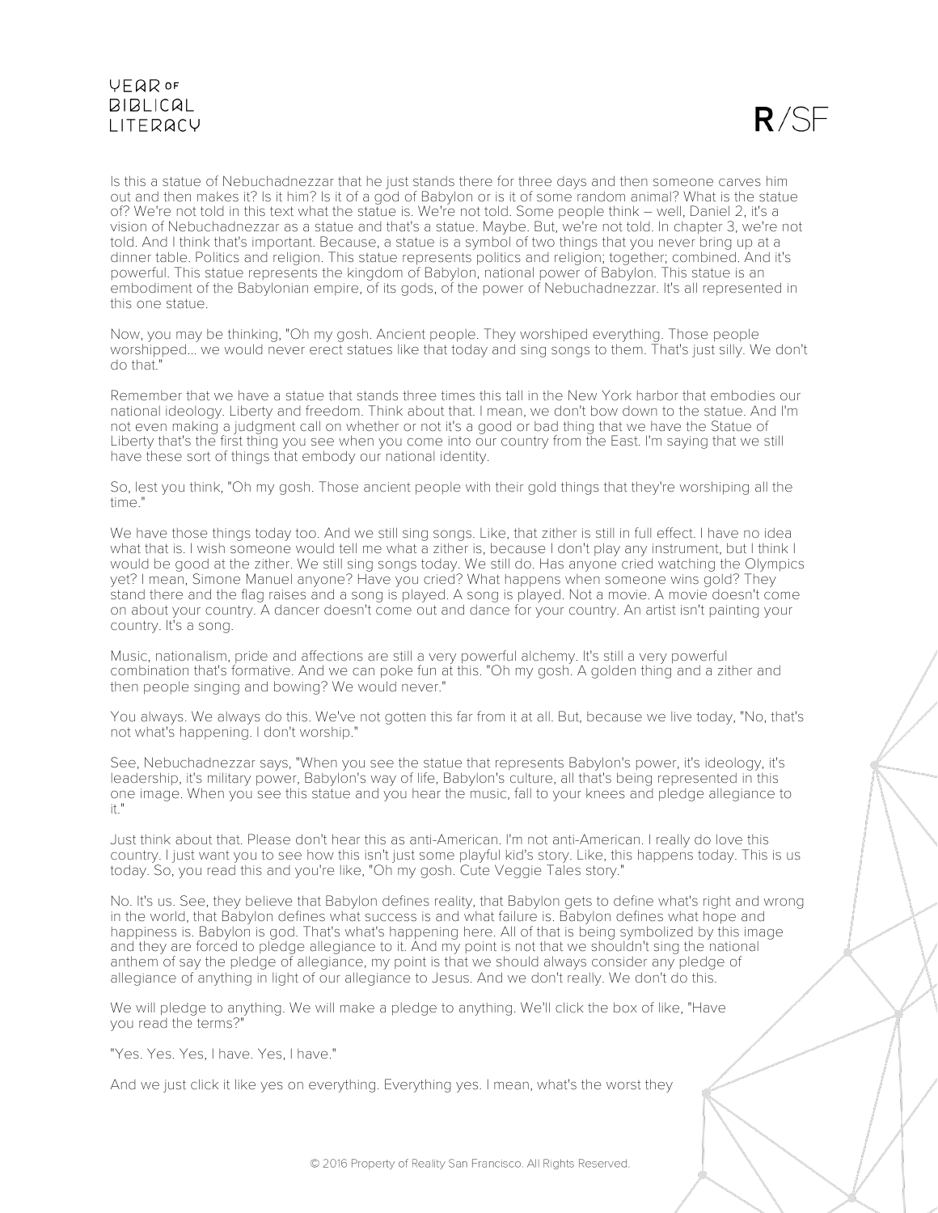Is this a statue of Nebuchadnezzar that he just stands there for three days and then someone carves him out and then makes it? Is it him? Is it of a god of Babylon or is it of some random animal? What is the statue of? We're not told in this text what the statue is. We're not told. Some people think – well, Daniel 2, it's a vision of Nebuchadnezzar as a statue and that's a statue. Maybe. But, we're not told. In chapter 3, we're not told. And I think that's important. Because, a statue is a symbol of two things that you never bring up at a dinner table. Politics and religion. This statue represents politics and religion; together; combined. And it's powerful. This statue represents the kingdom of Babylon, national power of Babylon. This statue is an embodiment of the Babylonian empire, of its gods, of the power of Nebuchadnezzar. It's all represented in this one statue.

Now, you may be thinking, "Oh my gosh. Ancient people. They worshiped everything. Those people worshipped... we would never erect statues like that today and sing songs to them. That's just silly. We don't do that."

Remember that we have a statue that stands three times this tall in the New York harbor that embodies our national ideology. Liberty and freedom. Think about that. I mean, we don't bow down to the statue. And I'm not even making a judgment call on whether or not it's a good or bad thing that we have the Statue of Liberty that's the first thing you see when you come into our country from the East. I'm saying that we still have these sort of things that embody our national identity.

So, lest you think, "Oh my gosh. Those ancient people with their gold things that they're worshiping all the time."

We have those things today too. And we still sing songs. Like, that zither is still in full effect. I have no idea what that is. I wish someone would tell me what a zither is, because I don't play any instrument, but I think I would be good at the zither. We still sing songs today. We still do. Has anyone cried watching the Olympics yet? I mean, Simone Manuel anyone? Have you cried? What happens when someone wins gold? They stand there and the flag raises and a song is played. A song is played. Not a movie. A movie doesn't come on about your country. A dancer doesn't come out and dance for your country. An artist isn't painting your country. It's a song.

Music, nationalism, pride and affections are still a very powerful alchemy. It's still a very powerful combination that's formative. And we can poke fun at this. "Oh my gosh. A golden thing and a zither and then people singing and bowing? We would never."

You always. We always do this. We've not gotten this far from it at all. But, because we live today, "No, that's not what's happening. I don't worship."

See, Nebuchadnezzar says, "When you see the statue that represents Babylon's power, it's ideology, it's leadership, it's military power, Babylon's way of life, Babylon's culture, all that's being represented in this one image. When you see this statue and you hear the music, fall to your knees and pledge allegiance to it."

Just think about that. Please don't hear this as anti-American. I'm not anti-American. I really do love this country. I just want you to see how this isn't just some playful kid's story. Like, this happens today. This is us today. So, you read this and you're like, "Oh my gosh. Cute Veggie Tales story."

No. It's us. See, they believe that Babylon defines reality, that Babylon gets to define what's right and wrong in the world, that Babylon defines what success is and what failure is. Babylon defines what hope and happiness is. Babylon is god. That's what's happening here. All of that is being symbolized by this image and they are forced to pledge allegiance to it. And my point is not that we shouldn't sing the national anthem of say the pledge of allegiance, my point is that we should always consider any pledge of allegiance of anything in light of our allegiance to Jesus. And we don't really. We don't do this.

We will pledge to anything. We will make a pledge to anything. We'll click the box of like, "Have you read the terms?"

"Yes. Yes. Yes, I have. Yes, I have."

And we just click it like yes on everything. Everything yes. I mean, what's the worst they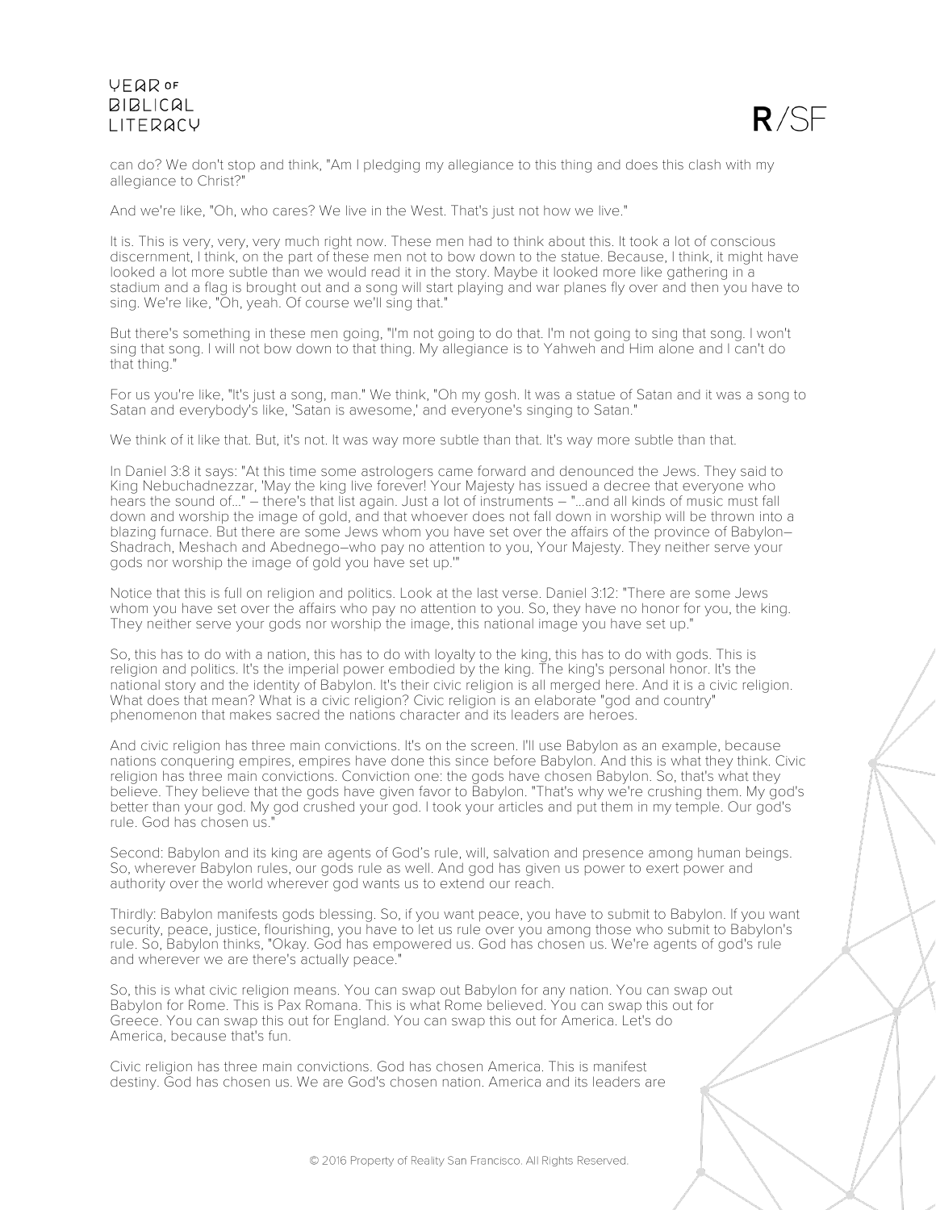can do? We don't stop and think, "Am I pledging my allegiance to this thing and does this clash with my allegiance to Christ?"

And we're like, "Oh, who cares? We live in the West. That's just not how we live."

It is. This is very, very, very much right now. These men had to think about this. It took a lot of conscious discernment, I think, on the part of these men not to bow down to the statue. Because, I think, it might have looked a lot more subtle than we would read it in the story. Maybe it looked more like gathering in a stadium and a flag is brought out and a song will start playing and war planes fly over and then you have to sing. We're like, "Oh, yeah. Of course we'll sing that."

But there's something in these men going, "I'm not going to do that. I'm not going to sing that song. I won't sing that song. I will not bow down to that thing. My allegiance is to Yahweh and Him alone and I can't do that thing."

For us you're like, "It's just a song, man." We think, "Oh my gosh. It was a statue of Satan and it was a song to Satan and everybody's like, 'Satan is awesome,' and everyone's singing to Satan."

We think of it like that. But, it's not. It was way more subtle than that. It's way more subtle than that.

In Daniel 3:8 it says: "At this time some astrologers came forward and denounced the Jews. They said to King Nebuchadnezzar, 'May the king live forever! Your Majesty has issued a decree that everyone who hears the sound of…" – there's that list again. Just a lot of instruments – "…and all kinds of music must fall down and worship the image of gold, and that whoever does not fall down in worship will be thrown into a blazing furnace. But there are some Jews whom you have set over the affairs of the province of Babylon–Shadrach, Meshach and Abednego–who pay no attention to you, Your Majesty. They neither serve your gods nor worship the image of gold you have set up.'"

Notice that this is full on religion and politics. Look at the last verse. Daniel 3:12: "There are some Jews whom you have set over the affairs who pay no attention to you. So, they have no honor for you, the king. They neither serve your gods nor worship the image, this national image you have set up."

So, this has to do with a nation, this has to do with loyalty to the king, this has to do with gods. This is religion and politics. It's the imperial power embodied by the king. The king's personal honor. It's the national story and the identity of Babylon. It's their civic religion is all merged here. And it is a civic religion. What does that mean? What is a civic religion? Civic religion is an elaborate "god and country" phenomenon that makes sacred the nations character and its leaders are heroes.

And civic religion has three main convictions. It's on the screen. I'll use Babylon as an example, because nations conquering empires, empires have done this since before Babylon. And this is what they think. Civic religion has three main convictions. Conviction one: the gods have chosen Babylon. So, that's what they believe. They believe that the gods have given favor to Babylon. "That's why we're crushing them. My god's better than your god. My god crushed your god. I took your articles and put them in my temple. Our god's rule. God has chosen us."

Second: Babylon and its king are agents of God's rule, will, salvation and presence among human beings. So, wherever Babylon rules, our gods rule as well. And god has given us power to exert power and authority over the world wherever god wants us to extend our reach.

Thirdly: Babylon manifests gods blessing. So, if you want peace, you have to submit to Babylon. If you want security, peace, justice, flourishing, you have to let us rule over you among those who submit to Babylon's rule. So, Babylon thinks, "Okay. God has empowered us. God has chosen us. We're agents of god's rule and wherever we are there's actually peace."

So, this is what civic religion means. You can swap out Babylon for any nation. You can swap out Babylon for Rome. This is Pax Romana. This is what Rome believed. You can swap this out for Greece. You can swap this out for England. You can swap this out for America. Let's do America, because that's fun.

Civic religion has three main convictions. God has chosen America. This is manifest destiny. God has chosen us. We are God's chosen nation. America and its leaders are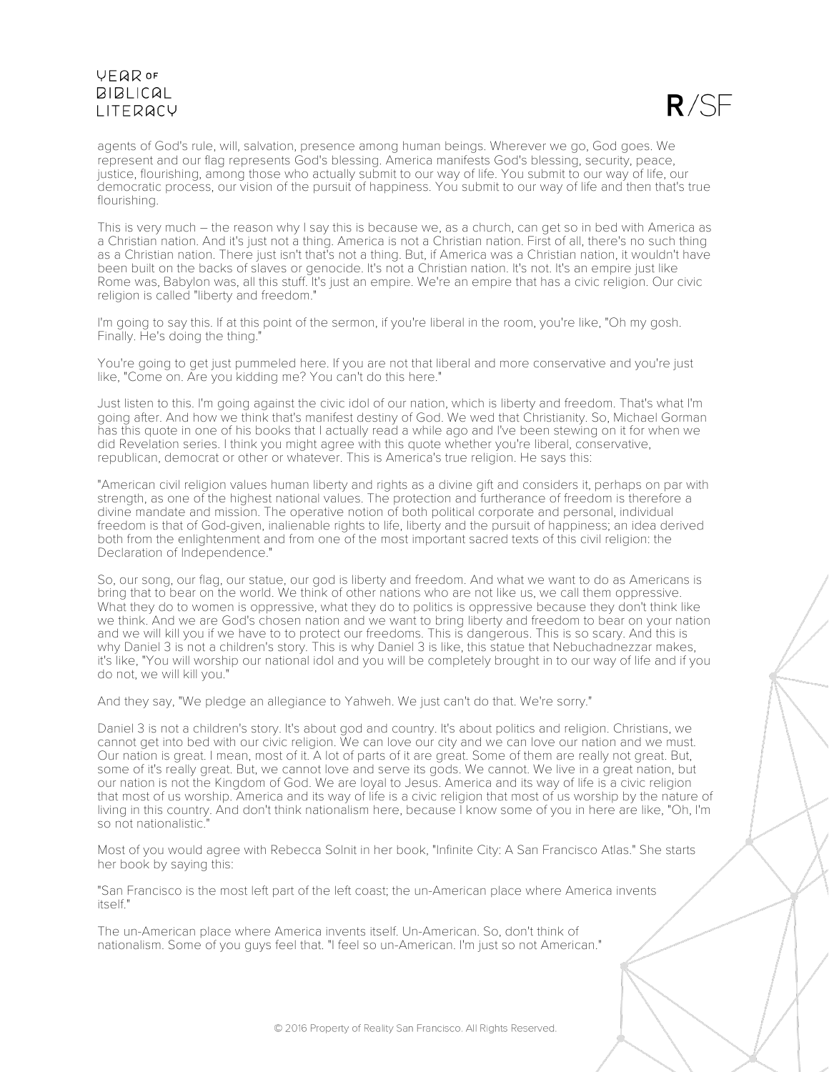agents of God's rule, will, salvation, presence among human beings. Wherever we go, God goes. We represent and our flag represents God's blessing. America manifests God's blessing, security, peace, justice, flourishing, among those who actually submit to our way of life. You submit to our way of life, our democratic process, our vision of the pursuit of happiness. You submit to our way of life and then that's true flourishing.

This is very much – the reason why I say this is because we, as a church, can get so in bed with America as a Christian nation. And it's just not a thing. America is not a Christian nation. First of all, there's no such thing as a Christian nation. There just isn't that's not a thing. But, if America was a Christian nation, it wouldn't have been built on the backs of slaves or genocide. It's not a Christian nation. It's not. It's an empire just like Rome was, Babylon was, all this stuff. It's just an empire. We're an empire that has a civic religion. Our civic religion is called "liberty and freedom."

I'm going to say this. If at this point of the sermon, if you're liberal in the room, you're like, "Oh my gosh. Finally. He's doing the thing."

You're going to get just pummeled here. If you are not that liberal and more conservative and you're just like, "Come on. Are you kidding me? You can't do this here."

Just listen to this. I'm going against the civic idol of our nation, which is liberty and freedom. That's what I'm going after. And how we think that's manifest destiny of God. We wed that Christianity. So, Michael Gorman has this quote in one of his books that I actually read a while ago and I've been stewing on it for when we did Revelation series. I think you might agree with this quote whether you're liberal, conservative, republican, democrat or other or whatever. This is America's true religion. He says this:

"American civil religion values human liberty and rights as a divine gift and considers it, perhaps on par with strength, as one of the highest national values. The protection and furtherance of freedom is therefore a divine mandate and mission. The operative notion of both political corporate and personal, individual freedom is that of God-given, inalienable rights to life, liberty and the pursuit of happiness; an idea derived both from the enlightenment and from one of the most important sacred texts of this civil religion: the Declaration of Independence."

So, our song, our flag, our statue, our god is liberty and freedom. And what we want to do as Americans is bring that to bear on the world. We think of other nations who are not like us, we call them oppressive. What they do to women is oppressive, what they do to politics is oppressive because they don't think like we think. And we are God's chosen nation and we want to bring liberty and freedom to bear on your nation and we will kill you if we have to to protect our freedoms. This is dangerous. This is so scary. And this is why Daniel 3 is not a children's story. This is why Daniel 3 is like, this statue that Nebuchadnezzar makes, it's like, "You will worship our national idol and you will be completely brought in to our way of life and if you do not, we will kill you."

And they say, "We pledge an allegiance to Yahweh. We just can't do that. We're sorry."

Daniel 3 is not a children's story. It's about god and country. It's about politics and religion. Christians, we cannot get into bed with our civic religion. We can love our city and we can love our nation and we must. Our nation is great. I mean, most of it. A lot of parts of it are great. Some of them are really not great. But, some of it's really great. But, we cannot love and serve its gods. We cannot. We live in a great nation, but our nation is not the Kingdom of God. We are loyal to Jesus. America and its way of life is a civic religion that most of us worship. America and its way of life is a civic religion that most of us worship by the nature of living in this country. And don't think nationalism here, because I know some of you in here are like, "Oh, I'm so not nationalistic."

Most of you would agree with Rebecca Solnit in her book, "Infinite City: A San Francisco Atlas." She starts her book by saying this:

"San Francisco is the most left part of the left coast; the un-American place where America invents itself."

The un-American place where America invents itself. Un-American. So, don't think of nationalism. Some of you guys feel that. "I feel so un-American. I'm just so not American."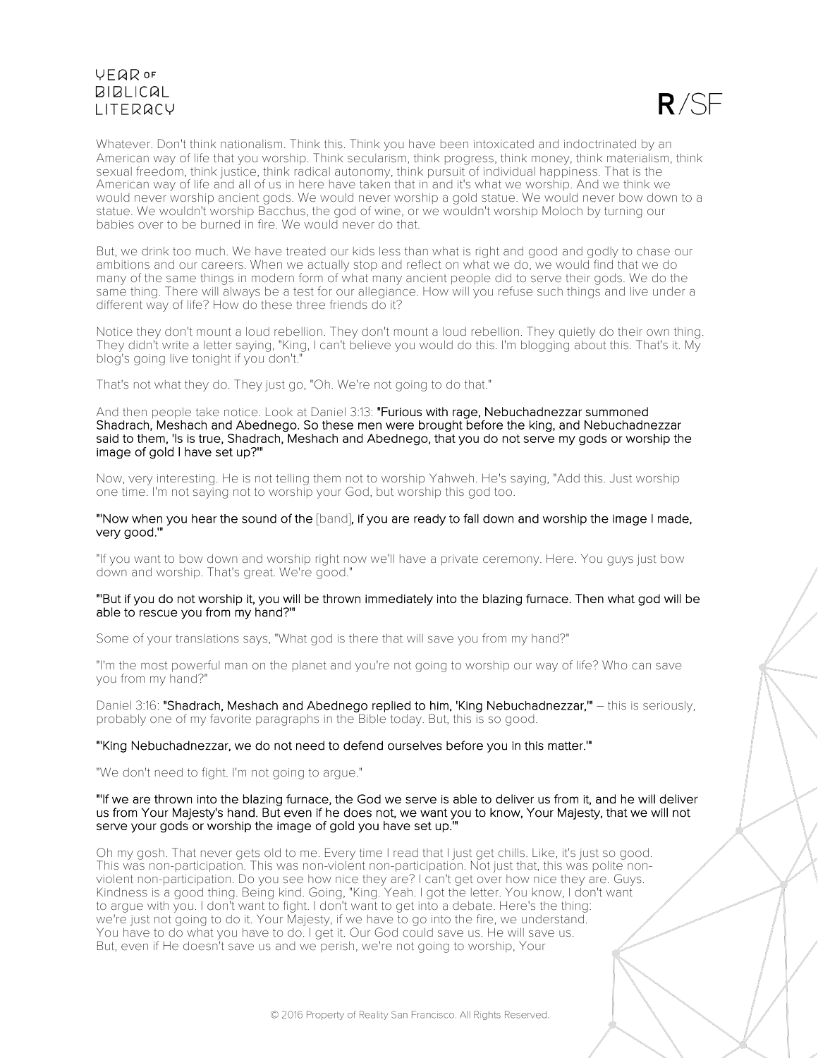Whatever. Don't think nationalism. Think this. Think you have been intoxicated and indoctrinated by an American way of life that you worship. Think secularism, think progress, think money, think materialism, think sexual freedom, think justice, think radical autonomy, think pursuit of individual happiness. That is the American way of life and all of us in here have taken that in and it's what we worship. And we think we would never worship ancient gods. We would never worship a gold statue. We would never bow down to a statue. We wouldn't worship Bacchus, the god of wine, or we wouldn't worship Moloch by turning our babies over to be burned in fire. We would never do that.

But, we drink too much. We have treated our kids less than what is right and good and godly to chase our ambitions and our careers. When we actually stop and reflect on what we do, we would find that we do many of the same things in modern form of what many ancient people did to serve their gods. We do the same thing. There will always be a test for our allegiance. How will you refuse such things and live under a different way of life? How do these three friends do it?

Notice they don't mount a loud rebellion. They don't mount a loud rebellion. They quietly do their own thing. They didn't write a letter saying, "King, I can't believe you would do this. I'm blogging about this. That's it. My blog's going live tonight if you don't."

That's not what they do. They just go, "Oh. We're not going to do that."

And then people take notice. Look at Daniel 3:13: **"Furious with rage, Nebuchadnezzar summoned Shadrach, Meshach and Abednego. So these men were brought before the king, and Nebuchadnezzar said to them, 'Is is true, Shadrach, Meshach and Abednego, that you do not serve my gods or worship the image of gold I have set up?'"**

Now, very interesting. He is not telling them not to worship Yahweh. He's saying, "Add this. Just worship one time. I'm not saying not to worship your God, but worship this god too.

**"'Now when you hear the sound of the** [band]**, if you are ready to fall down and worship the image I made, very good.'"**

"If you want to bow down and worship right now we'll have a private ceremony. Here. You guys just bow down and worship. That's great. We're good."

**"'But if you do not worship it, you will be thrown immediately into the blazing furnace. Then what god will be able to rescue you from my hand?'"**

Some of your translations says, "What god is there that will save you from my hand?"

"I'm the most powerful man on the planet and you're not going to worship our way of life? Who can save you from my hand?"

Daniel 3:16: **"Shadrach, Meshach and Abednego replied to him, 'King Nebuchadnezzar,'"** – this is seriously, probably one of my favorite paragraphs in the Bible today. But, this is so good.

**"'King Nebuchadnezzar, we do not need to defend ourselves before you in this matter.'"**

"We don't need to fight. I'm not going to argue."

**"'If we are thrown into the blazing furnace, the God we serve is able to deliver us from it, and he will deliver us from Your Majesty's hand. But even if he does not, we want you to know, Your Majesty, that we will not serve your gods or worship the image of gold you have set up.'"**

Oh my gosh. That never gets old to me. Every time I read that I just get chills. Like, it's just so good. This was non-participation. This was non-violent non-participation. Not just that, this was polite non-violent non-participation. Do you see how nice they are? I can't get over how nice they are. Guys. Kindness is a good thing. Being kind. Going, "King. Yeah. I got the letter. You know, I don't want to argue with you. I don't want to fight. I don't want to get into a debate. Here's the thing: we're just not going to do it. Your Majesty, if we have to go into the fire, we understand. You have to do what you have to do. I get it. Our God could save us. He will save us. But, even if He doesn't save us and we perish, we're not going to worship, Your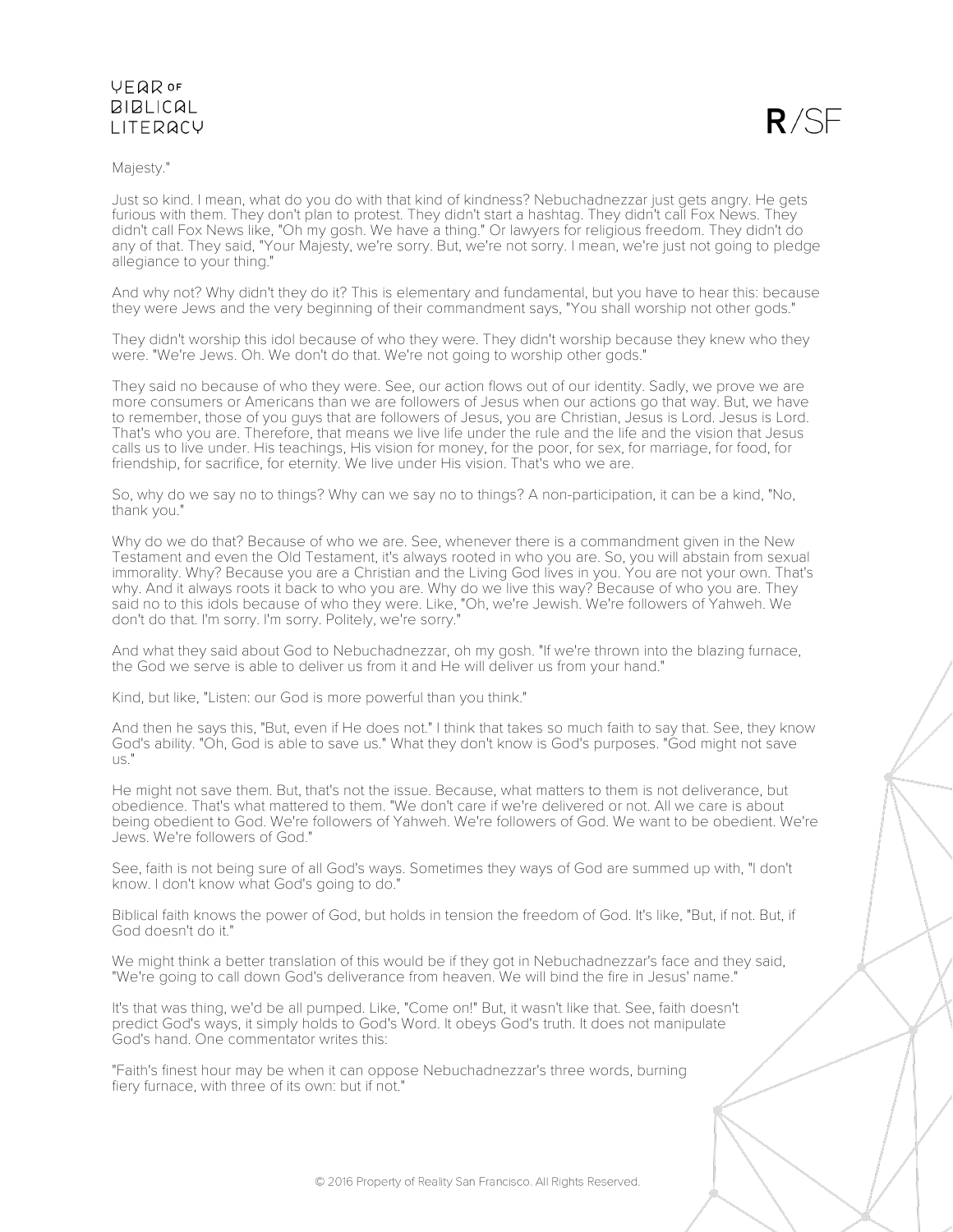Majesty."

Just so kind. I mean, what do you do with that kind of kindness? Nebuchadnezzar just gets angry. He gets furious with them. They don't plan to protest. They didn't start a hashtag. They didn't call Fox News. They didn't call Fox News like, "Oh my gosh. We have a thing." Or lawyers for religious freedom. They didn't do any of that. They said, "Your Majesty, we're sorry. But, we're not sorry. I mean, we're just not going to pledge allegiance to your thing."

And why not? Why didn't they do it? This is elementary and fundamental, but you have to hear this: because they were Jews and the very beginning of their commandment says, "You shall worship not other gods."

They didn't worship this idol because of who they were. They didn't worship because they knew who they were. "We're Jews. Oh. We don't do that. We're not going to worship other gods."

They said no because of who they were. See, our action flows out of our identity. Sadly, we prove we are more consumers or Americans than we are followers of Jesus when our actions go that way. But, we have to remember, those of you guys that are followers of Jesus, you are Christian, Jesus is Lord. Jesus is Lord. That's who you are. Therefore, that means we live life under the rule and the life and the vision that Jesus calls us to live under. His teachings, His vision for money, for the poor, for sex, for marriage, for food, for friendship, for sacrifice, for eternity. We live under His vision. That's who we are.

So, why do we say no to things? Why can we say no to things? A non-participation, it can be a kind, "No, thank you."

Why do we do that? Because of who we are. See, whenever there is a commandment given in the New Testament and even the Old Testament, it's always rooted in who you are. So, you will abstain from sexual immorality. Why? Because you are a Christian and the Living God lives in you. You are not your own. That's why. And it always roots it back to who you are. Why do we live this way? Because of who you are. They said no to this idols because of who they were. Like, "Oh, we're Jewish. We're followers of Yahweh. We don't do that. I'm sorry. I'm sorry. Politely, we're sorry."

And what they said about God to Nebuchadnezzar, oh my gosh. "If we're thrown into the blazing furnace, the God we serve is able to deliver us from it and He will deliver us from your hand."

Kind, but like, "Listen: our God is more powerful than you think."

And then he says this, "But, even if He does not." I think that takes so much faith to say that. See, they know God's ability. "Oh, God is able to save us." What they don't know is God's purposes. "God might not save us."

He might not save them. But, that's not the issue. Because, what matters to them is not deliverance, but obedience. That's what mattered to them. "We don't care if we're delivered or not. All we care is about being obedient to God. We're followers of Yahweh. We're followers of God. We want to be obedient. We're Jews. We're followers of God."

See, faith is not being sure of all God's ways. Sometimes they ways of God are summed up with, "I don't know. I don't know what God's going to do."

Biblical faith knows the power of God, but holds in tension the freedom of God. It's like, "But, if not. But, if God doesn't do it."

We might think a better translation of this would be if they got in Nebuchadnezzar's face and they said, "We're going to call down God's deliverance from heaven. We will bind the fire in Jesus' name."

It's that was thing, we'd be all pumped. Like, "Come on!" But, it wasn't like that. See, faith doesn't predict God's ways, it simply holds to God's Word. It obeys God's truth. It does not manipulate God's hand. One commentator writes this:

"Faith's finest hour may be when it can oppose Nebuchadnezzar's three words, burning fiery furnace, with three of its own: but if not."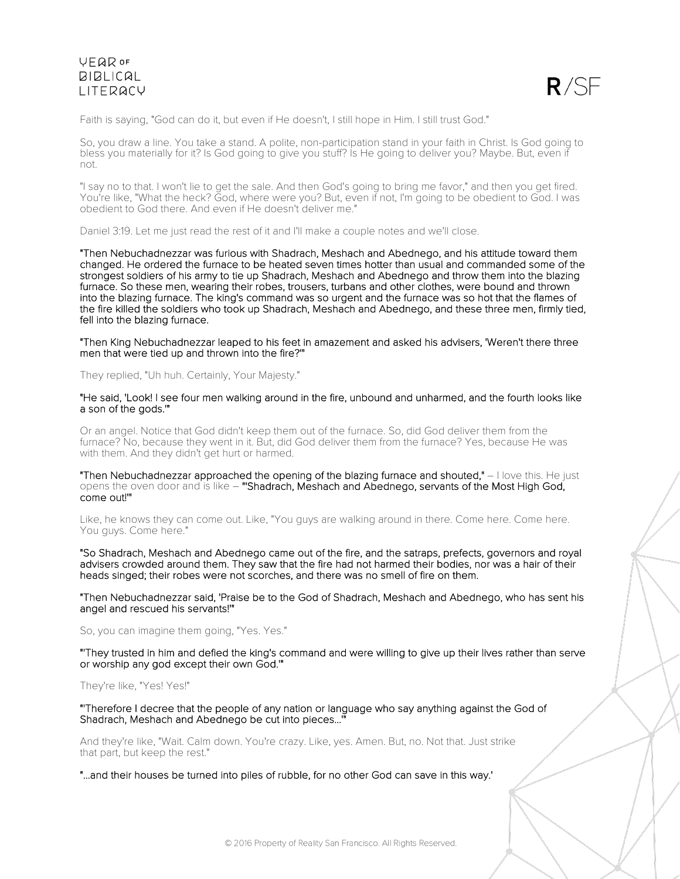Faith is saying, "God can do it, but even if He doesn't, I still hope in Him. I still trust God."

So, you draw a line. You take a stand. A polite, non-participation stand in your faith in Christ. Is God going to bless you materially for it? Is God going to give you stuff? Is He going to deliver you? Maybe. But, even if not.

"I say no to that. I won't lie to get the sale. And then God's going to bring me favor," and then you get fired. You're like, "What the heck? God, where were you? But, even if not, I'm going to be obedient to God. I was obedient to God there. And even if He doesn't deliver me."

Daniel 3:19. Let me just read the rest of it and I'll make a couple notes and we'll close.

**"Then Nebuchadnezzar was furious with Shadrach, Meshach and Abednego, and his attitude toward them changed. He ordered the furnace to be heated seven times hotter than usual and commanded some of the strongest soldiers of his army to tie up Shadrach, Meshach and Abednego and throw them into the blazing furnace. So these men, wearing their robes, trousers, turbans and other clothes, were bound and thrown into the blazing furnace. The king's command was so urgent and the furnace was so hot that the flames of the fire killed the soldiers who took up Shadrach, Meshach and Abednego, and these three men, firmly tied, fell into the blazing furnace.**

**"Then King Nebuchadnezzar leaped to his feet in amazement and asked his advisers, 'Weren't there three men that were tied up and thrown into the fire?'"**

They replied, "Uh huh. Certainly, Your Majesty."

**"He said, 'Look! I see four men walking around in the fire, unbound and unharmed, and the fourth looks like a son of the gods.'"**

Or an angel. Notice that God didn't keep them out of the furnace. So, did God deliver them from the furnace? No, because they went in it. But, did God deliver them from the furnace? Yes, because He was with them. And they didn't get hurt or harmed.

**"Then Nebuchadnezzar approached the opening of the blazing furnace and shouted,"** – I love this. He just opens the oven door and is like – **"'Shadrach, Meshach and Abednego, servants of the Most High God, come out!'"**

Like, he knows they can come out. Like, "You guys are walking around in there. Come here. Come here. You guys. Come here."

**"So Shadrach, Meshach and Abednego came out of the fire, and the satraps, prefects, governors and royal advisers crowded around them. They saw that the fire had not harmed their bodies, nor was a hair of their heads singed; their robes were not scorches, and there was no smell of fire on them.**

**"Then Nebuchadnezzar said, 'Praise be to the God of Shadrach, Meshach and Abednego, who has sent his angel and rescued his servants!'"**

So, you can imagine them going, "Yes. Yes."

**"'They trusted in him and defied the king's command and were willing to give up their lives rather than serve or worship any god except their own God.'"**

They're like, "Yes! Yes!"

**"'Therefore I decree that the people of any nation or language who say anything against the God of Shadrach, Meshach and Abednego be cut into pieces…'"**

And they're like, "Wait. Calm down. You're crazy. Like, yes. Amen. But, no. Not that. Just strike that part, but keep the rest."

**"…and their houses be turned into piles of rubble, for no other God can save in this way.'**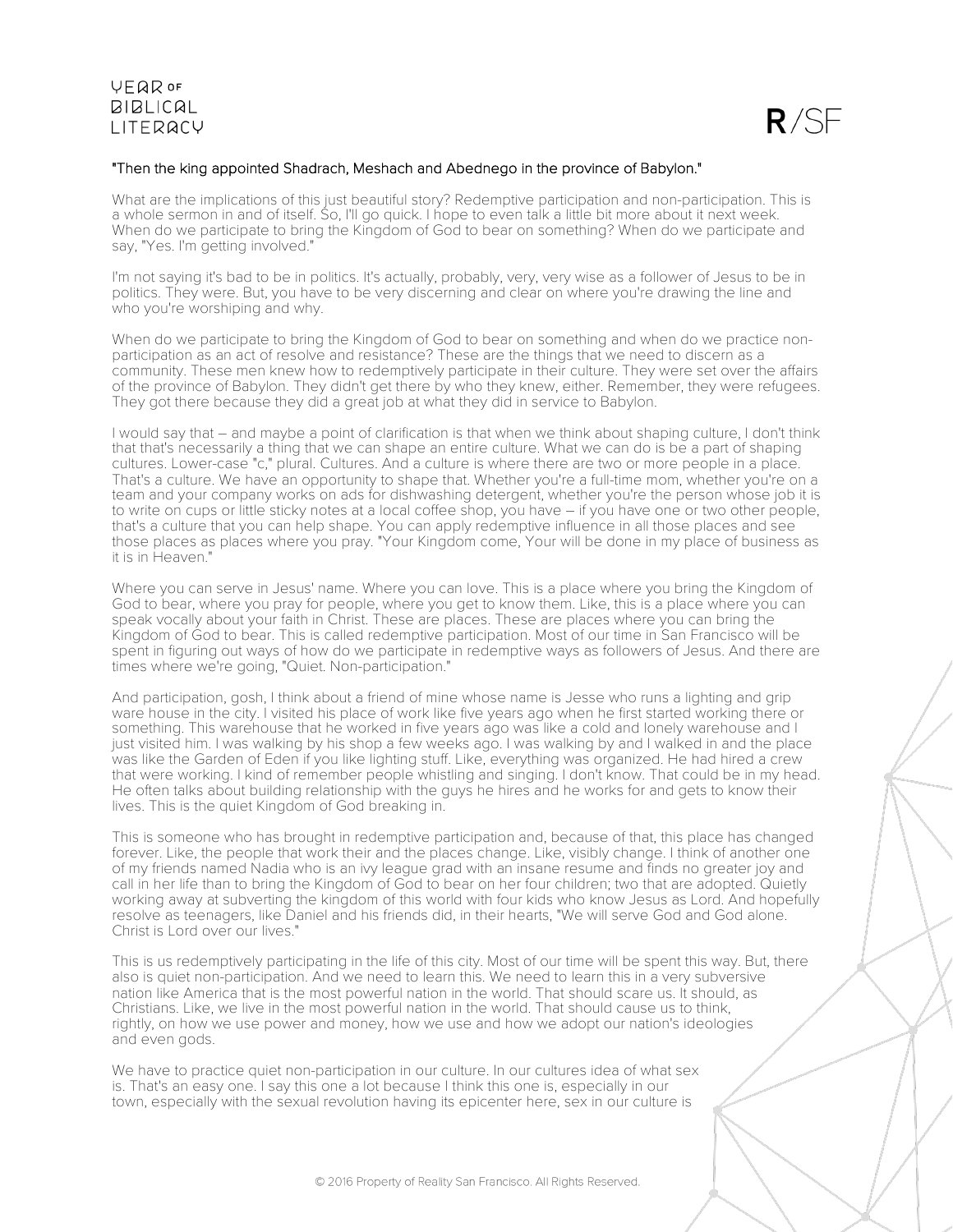"Then the king appointed Shadrach, Meshach and Abednego in the province of Babylon."

What are the implications of this just beautiful story? Redemptive participation and non-participation. This is a whole sermon in and of itself. So, I'll go quick. I hope to even talk a little bit more about it next week. When do we participate to bring the Kingdom of God to bear on something? When do we participate and say, "Yes. I'm getting involved."

I'm not saying it's bad to be in politics. It's actually, probably, very, very wise as a follower of Jesus to be in politics. They were. But, you have to be very discerning and clear on where you're drawing the line and who you're worshiping and why.

When do we participate to bring the Kingdom of God to bear on something and when do we practice non-participation as an act of resolve and resistance? These are the things that we need to discern as a community. These men knew how to redemptively participate in their culture. They were set over the affairs of the province of Babylon. They didn't get there by who they knew, either. Remember, they were refugees. They got there because they did a great job at what they did in service to Babylon.

I would say that – and maybe a point of clarification is that when we think about shaping culture, I don't think that that's necessarily a thing that we can shape an entire culture. What we can do is be a part of shaping cultures. Lower-case "c," plural. Cultures. And a culture is where there are two or more people in a place. That's a culture. We have an opportunity to shape that. Whether you're a full-time mom, whether you're on a team and your company works on ads for dishwashing detergent, whether you're the person whose job it is to write on cups or little sticky notes at a local coffee shop, you have – if you have one or two other people, that's a culture that you can help shape. You can apply redemptive influence in all those places and see those places as places where you pray. "Your Kingdom come, Your will be done in my place of business as it is in Heaven."

Where you can serve in Jesus' name. Where you can love. This is a place where you bring the Kingdom of God to bear, where you pray for people, where you get to know them. Like, this is a place where you can speak vocally about your faith in Christ. These are places. These are places where you can bring the Kingdom of God to bear. This is called redemptive participation. Most of our time in San Francisco will be spent in figuring out ways of how do we participate in redemptive ways as followers of Jesus. And there are times where we're going, "Quiet. Non-participation."

And participation, gosh, I think about a friend of mine whose name is Jesse who runs a lighting and grip ware house in the city. I visited his place of work like five years ago when he first started working there or something. This warehouse that he worked in five years ago was like a cold and lonely warehouse and I just visited him. I was walking by his shop a few weeks ago. I was walking by and I walked in and the place was like the Garden of Eden if you like lighting stuff. Like, everything was organized. He had hired a crew that were working. I kind of remember people whistling and singing. I don't know. That could be in my head. He often talks about building relationship with the guys he hires and he works for and gets to know their lives. This is the quiet Kingdom of God breaking in.

This is someone who has brought in redemptive participation and, because of that, this place has changed forever. Like, the people that work their and the places change. Like, visibly change. I think of another one of my friends named Nadia who is an ivy league grad with an insane resume and finds no greater joy and call in her life than to bring the Kingdom of God to bear on her four children; two that are adopted. Quietly working away at subverting the kingdom of this world with four kids who know Jesus as Lord. And hopefully resolve as teenagers, like Daniel and his friends did, in their hearts, "We will serve God and God alone. Christ is Lord over our lives."

This is us redemptively participating in the life of this city. Most of our time will be spent this way. But, there also is quiet non-participation. And we need to learn this. We need to learn this in a very subversive nation like America that is the most powerful nation in the world. That should scare us. It should, as Christians. Like, we live in the most powerful nation in the world. That should cause us to think, rightly, on how we use power and money, how we use and how we adopt our nation's ideologies and even gods.

We have to practice quiet non-participation in our culture. In our cultures idea of what sex is. That's an easy one. I say this one a lot because I think this one is, especially in our town, especially with the sexual revolution having its epicenter here, sex in our culture is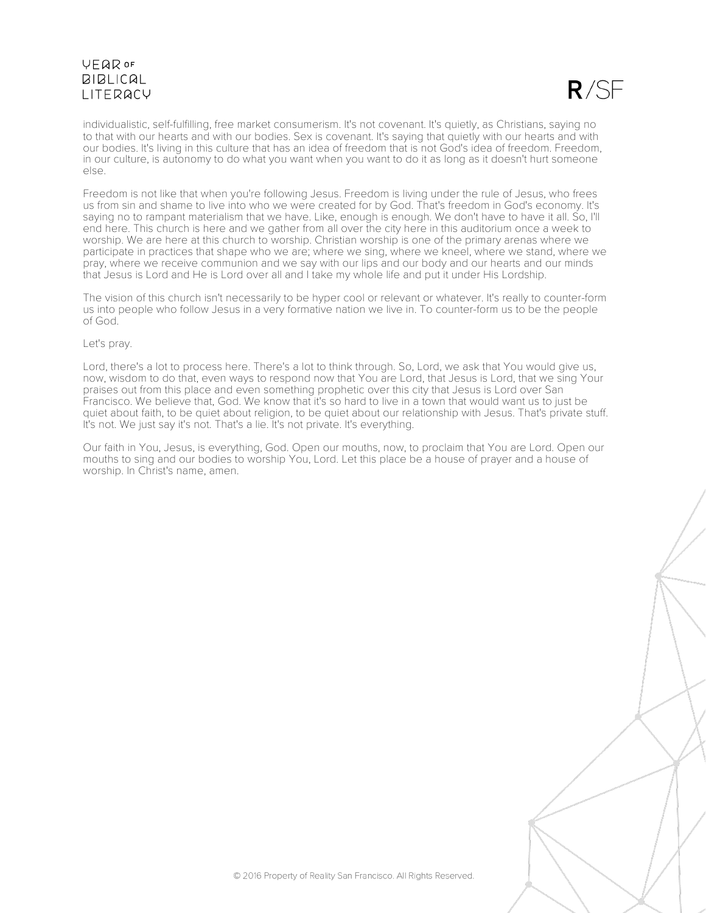individualistic, self-fulfilling, free market consumerism. It's not covenant. It's quietly, as Christians, saying no to that with our hearts and with our bodies. Sex is covenant. It's saying that quietly with our hearts and with our bodies. It's living in this culture that has an idea of freedom that is not God's idea of freedom. Freedom, in our culture, is autonomy to do what you want when you want to do it as long as it doesn't hurt someone else.

Freedom is not like that when you're following Jesus. Freedom is living under the rule of Jesus, who frees us from sin and shame to live into who we were created for by God. That's freedom in God's economy. It's saying no to rampant materialism that we have. Like, enough is enough. We don't have to have it all. So, I'll end here. This church is here and we gather from all over the city here in this auditorium once a week to worship. We are here at this church to worship. Christian worship is one of the primary arenas where we participate in practices that shape who we are; where we sing, where we kneel, where we stand, where we pray, where we receive communion and we say with our lips and our body and our hearts and our minds that Jesus is Lord and He is Lord over all and I take my whole life and put it under His Lordship.

The vision of this church isn't necessarily to be hyper cool or relevant or whatever. It's really to counter-form us into people who follow Jesus in a very formative nation we live in. To counter-form us to be the people of God.

Let's pray.

Lord, there's a lot to process here. There's a lot to think through. So, Lord, we ask that You would give us, now, wisdom to do that, even ways to respond now that You are Lord, that Jesus is Lord, that we sing Your praises out from this place and even something prophetic over this city that Jesus is Lord over San Francisco. We believe that, God. We know that it's so hard to live in a town that would want us to just be quiet about faith, to be quiet about religion, to be quiet about our relationship with Jesus. That's private stuff. It's not. We just say it's not. That's a lie. It's not private. It's everything.

Our faith in You, Jesus, is everything, God. Open our mouths, now, to proclaim that You are Lord. Open our mouths to sing and our bodies to worship You, Lord. Let this place be a house of prayer and a house of worship. In Christ's name, amen.